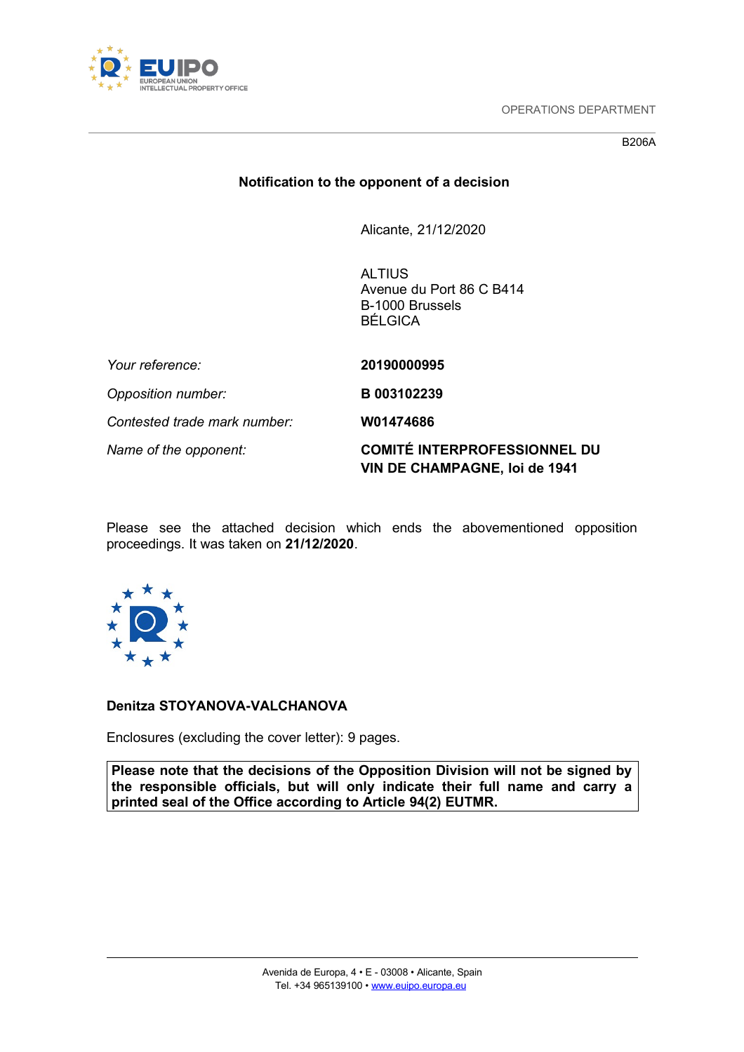OPERATIONS DEPARTMENT

B206A

**Notification to the opponent of a decision**

Alicante, 21/12/2020

ALTIUS
Avenue du Port 86 C B414
B-1000 Brussels
BÉLGICA

| | |
|---|---|
| *Your reference:* | **20190000995** |
| *Opposition number:* | **B 003102239** |
| *Contested trade mark number:* | **W01474686** |
| *Name of the opponent:* | **COMITÉ INTERPROFESSIONNEL DU VIN DE CHAMPAGNE, loi de 1941** |

Please see the attached decision which ends the abovementioned opposition proceedings. It was taken on **21/12/2020**.

**Denitza STOYANOVA-VALCHANOVA**

Enclosures (excluding the cover letter): 9 pages.

**Please note that the decisions of the Opposition Division will not be signed by the responsible officials, but will only indicate their full name and carry a printed seal of the Office according to Article 94(2) EUTMR.**

Avenida de Europa, 4 • E - 03008 • Alicante, Spain
Tel. +34 965139100 • www.euipo.europa.eu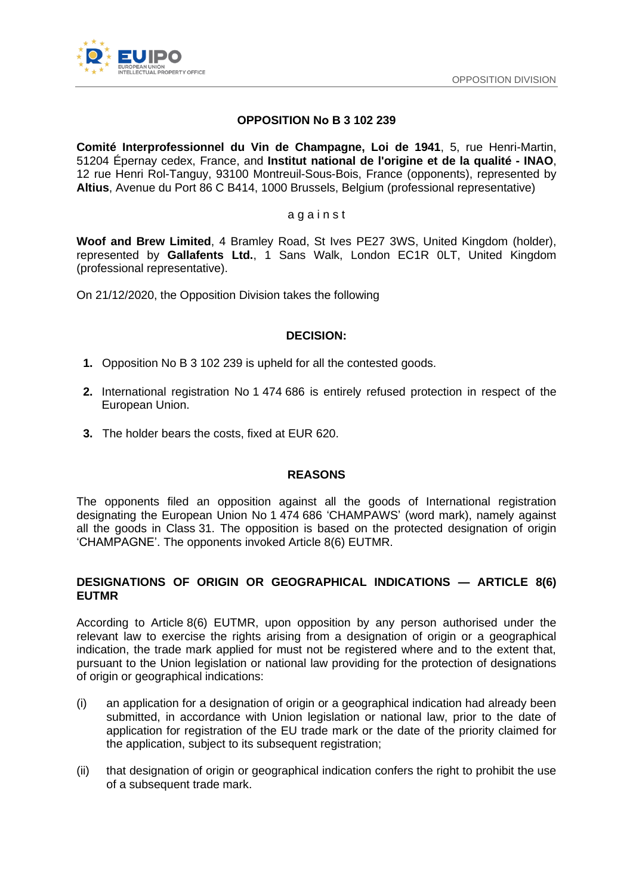**OPPOSITION No B 3 102 239**

**Comité Interprofessionnel du Vin de Champagne, Loi de 1941**, 5, rue Henri-Martin, 51204 Épernay cedex, France, and **Institut national de l'origine et de la qualité - INAO**, 12 rue Henri Rol-Tanguy, 93100 Montreuil-Sous-Bois, France (opponents), represented by **Altius**, Avenue du Port 86 C B414, 1000 Brussels, Belgium (professional representative)

a g a i n s t

**Woof and Brew Limited**, 4 Bramley Road, St Ives PE27 3WS, United Kingdom (holder), represented by **Gallafents Ltd.**, 1 Sans Walk, London EC1R 0LT, United Kingdom (professional representative).

On 21/12/2020, the Opposition Division takes the following

**DECISION:**

1. Opposition No B 3 102 239 is upheld for all the contested goods.
2. International registration No 1 474 686 is entirely refused protection in respect of the European Union.
3. The holder bears the costs, fixed at EUR 620.

**REASONS**

The opponents filed an opposition against all the goods of International registration designating the European Union No 1 474 686 'CHAMPAWS' (word mark), namely against all the goods in Class 31. The opposition is based on the protected designation of origin 'CHAMPAGNE'. The opponents invoked Article 8(6) EUTMR.

## DESIGNATIONS OF ORIGIN OR GEOGRAPHICAL INDICATIONS — ARTICLE 8(6) EUTMR

According to Article 8(6) EUTMR, upon opposition by any person authorised under the relevant law to exercise the rights arising from a designation of origin or a geographical indication, the trade mark applied for must not be registered where and to the extent that, pursuant to the Union legislation or national law providing for the protection of designations of origin or geographical indications:

(i) an application for a designation of origin or a geographical indication had already been submitted, in accordance with Union legislation or national law, prior to the date of application for registration of the EU trade mark or the date of the priority claimed for the application, subject to its subsequent registration;

(ii) that designation of origin or geographical indication confers the right to prohibit the use of a subsequent trade mark.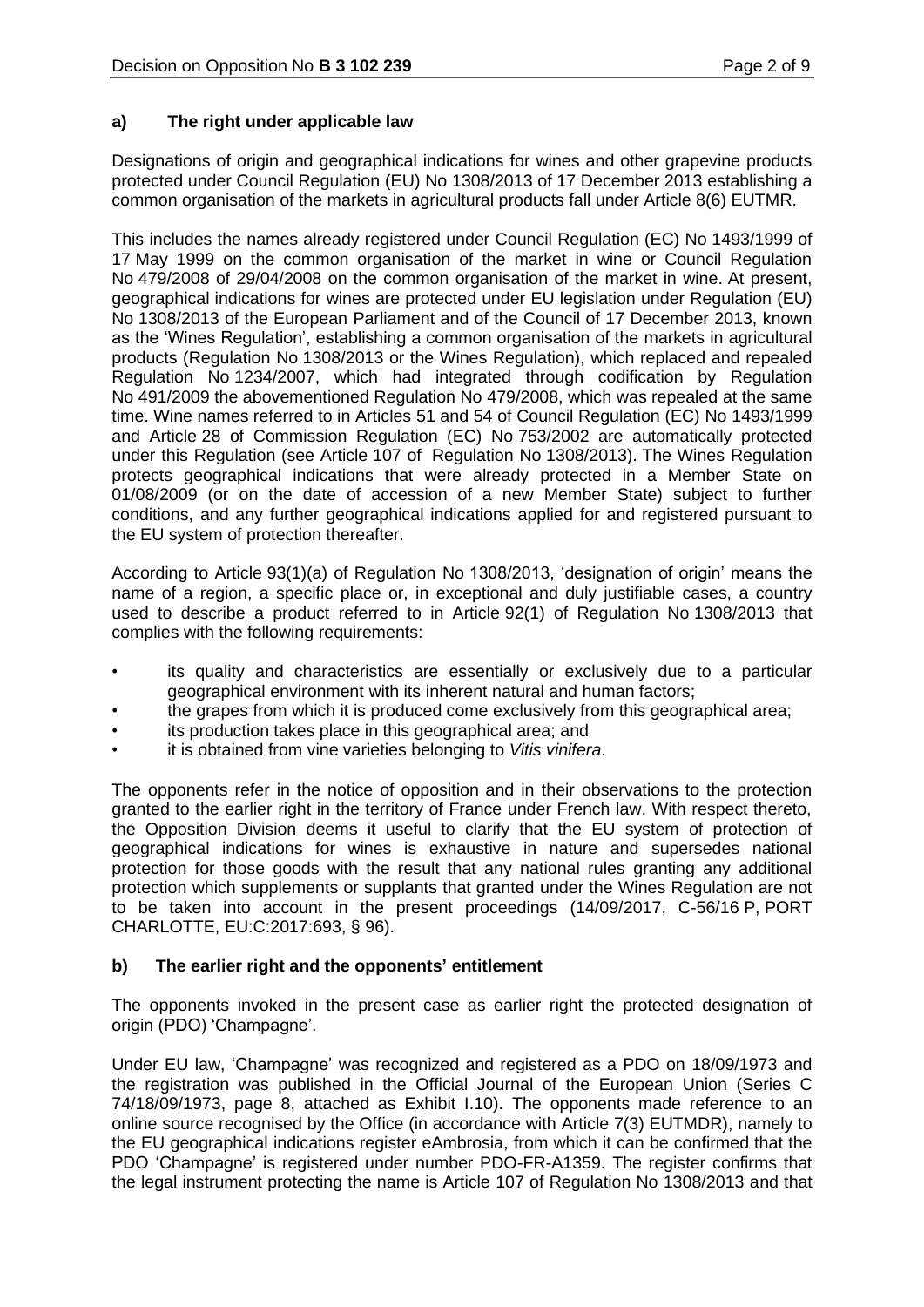### a) The right under applicable law

Designations of origin and geographical indications for wines and other grapevine products protected under Council Regulation (EU) No 1308/2013 of 17 December 2013 establishing a common organisation of the markets in agricultural products fall under Article 8(6) EUTMR.

This includes the names already registered under Council Regulation (EC) No 1493/1999 of 17 May 1999 on the common organisation of the market in wine or Council Regulation No 479/2008 of 29/04/2008 on the common organisation of the market in wine. At present, geographical indications for wines are protected under EU legislation under Regulation (EU) No 1308/2013 of the European Parliament and of the Council of 17 December 2013, known as the 'Wines Regulation', establishing a common organisation of the markets in agricultural products (Regulation No 1308/2013 or the Wines Regulation), which replaced and repealed Regulation No 1234/2007, which had integrated through codification by Regulation No 491/2009 the abovementioned Regulation No 479/2008, which was repealed at the same time. Wine names referred to in Articles 51 and 54 of Council Regulation (EC) No 1493/1999 and Article 28 of Commission Regulation (EC) No 753/2002 are automatically protected under this Regulation (see Article 107 of Regulation No 1308/2013). The Wines Regulation protects geographical indications that were already protected in a Member State on 01/08/2009 (or on the date of accession of a new Member State) subject to further conditions, and any further geographical indications applied for and registered pursuant to the EU system of protection thereafter.

According to Article 93(1)(a) of Regulation No 1308/2013, 'designation of origin' means the name of a region, a specific place or, in exceptional and duly justifiable cases, a country used to describe a product referred to in Article 92(1) of Regulation No 1308/2013 that complies with the following requirements:

- its quality and characteristics are essentially or exclusively due to a particular geographical environment with its inherent natural and human factors;
- the grapes from which it is produced come exclusively from this geographical area;
- its production takes place in this geographical area; and
- it is obtained from vine varieties belonging to *Vitis vinifera*.

The opponents refer in the notice of opposition and in their observations to the protection granted to the earlier right in the territory of France under French law. With respect thereto, the Opposition Division deems it useful to clarify that the EU system of protection of geographical indications for wines is exhaustive in nature and supersedes national protection for those goods with the result that any national rules granting any additional protection which supplements or supplants that granted under the Wines Regulation are not to be taken into account in the present proceedings (14/09/2017, C-56/16 P, PORT CHARLOTTE, EU:C:2017:693, § 96).

### b) The earlier right and the opponents' entitlement

The opponents invoked in the present case as earlier right the protected designation of origin (PDO) 'Champagne'.

Under EU law, 'Champagne' was recognized and registered as a PDO on 18/09/1973 and the registration was published in the Official Journal of the European Union (Series C 74/18/09/1973, page 8, attached as Exhibit I.10). The opponents made reference to an online source recognised by the Office (in accordance with Article 7(3) EUTMDR), namely to the EU geographical indications register eAmbrosia, from which it can be confirmed that the PDO 'Champagne' is registered under number PDO-FR-A1359. The register confirms that the legal instrument protecting the name is Article 107 of Regulation No 1308/2013 and that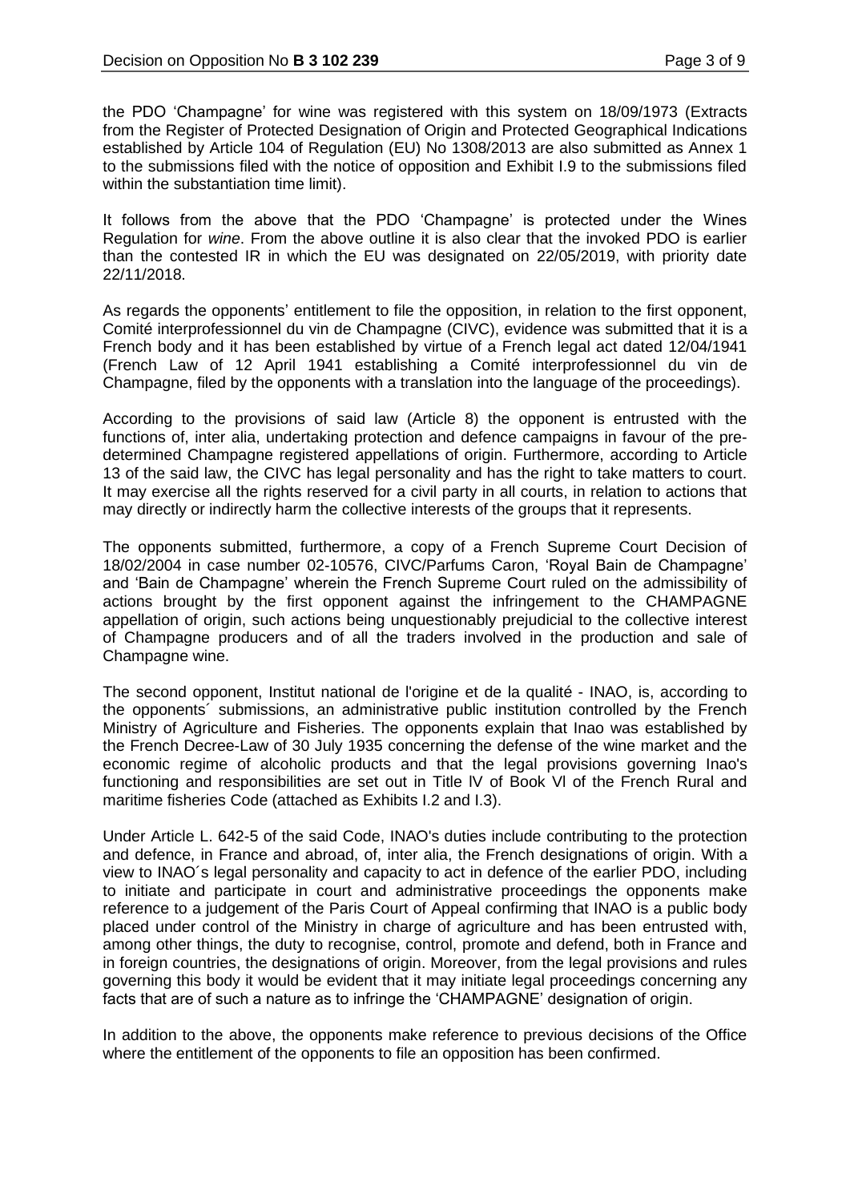the PDO 'Champagne' for wine was registered with this system on 18/09/1973 (Extracts from the Register of Protected Designation of Origin and Protected Geographical Indications established by Article 104 of Regulation (EU) No 1308/2013 are also submitted as Annex 1 to the submissions filed with the notice of opposition and Exhibit I.9 to the submissions filed within the substantiation time limit).

It follows from the above that the PDO 'Champagne' is protected under the Wines Regulation for *wine*. From the above outline it is also clear that the invoked PDO is earlier than the contested IR in which the EU was designated on 22/05/2019, with priority date 22/11/2018.

As regards the opponents' entitlement to file the opposition, in relation to the first opponent, Comité interprofessionnel du vin de Champagne (CIVC), evidence was submitted that it is a French body and it has been established by virtue of a French legal act dated 12/04/1941 (French Law of 12 April 1941 establishing a Comité interprofessionnel du vin de Champagne, filed by the opponents with a translation into the language of the proceedings).

According to the provisions of said law (Article 8) the opponent is entrusted with the functions of, inter alia, undertaking protection and defence campaigns in favour of the pre-determined Champagne registered appellations of origin. Furthermore, according to Article 13 of the said law, the CIVC has legal personality and has the right to take matters to court. It may exercise all the rights reserved for a civil party in all courts, in relation to actions that may directly or indirectly harm the collective interests of the groups that it represents.

The opponents submitted, furthermore, a copy of a French Supreme Court Decision of 18/02/2004 in case number 02-10576, CIVC/Parfums Caron, 'Royal Bain de Champagne' and 'Bain de Champagne' wherein the French Supreme Court ruled on the admissibility of actions brought by the first opponent against the infringement to the CHAMPAGNE appellation of origin, such actions being unquestionably prejudicial to the collective interest of Champagne producers and of all the traders involved in the production and sale of Champagne wine.

The second opponent, Institut national de l'origine et de la qualité - INAO, is, according to the opponents´ submissions, an administrative public institution controlled by the French Ministry of Agriculture and Fisheries. The opponents explain that Inao was established by the French Decree-Law of 30 July 1935 concerning the defense of the wine market and the economic regime of alcoholic products and that the legal provisions governing Inao's functioning and responsibilities are set out in Title IV of Book VI of the French Rural and maritime fisheries Code (attached as Exhibits I.2 and I.3).

Under Article L. 642-5 of the said Code, INAO's duties include contributing to the protection and defence, in France and abroad, of, inter alia, the French designations of origin. With a view to INAO´s legal personality and capacity to act in defence of the earlier PDO, including to initiate and participate in court and administrative proceedings the opponents make reference to a judgement of the Paris Court of Appeal confirming that INAO is a public body placed under control of the Ministry in charge of agriculture and has been entrusted with, among other things, the duty to recognise, control, promote and defend, both in France and in foreign countries, the designations of origin. Moreover, from the legal provisions and rules governing this body it would be evident that it may initiate legal proceedings concerning any facts that are of such a nature as to infringe the 'CHAMPAGNE' designation of origin.

In addition to the above, the opponents make reference to previous decisions of the Office where the entitlement of the opponents to file an opposition has been confirmed.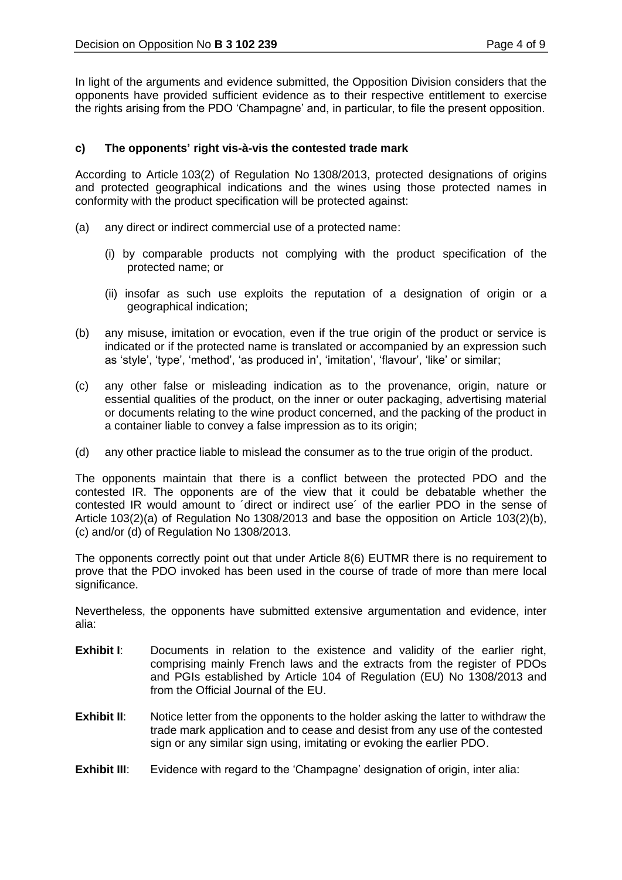In light of the arguments and evidence submitted, the Opposition Division considers that the opponents have provided sufficient evidence as to their respective entitlement to exercise the rights arising from the PDO 'Champagne' and, in particular, to file the present opposition.

**c) The opponents' right vis-à-vis the contested trade mark**

According to Article 103(2) of Regulation No 1308/2013, protected designations of origins and protected geographical indications and the wines using those protected names in conformity with the product specification will be protected against:

(a) any direct or indirect commercial use of a protected name:

  (i) by comparable products not complying with the product specification of the protected name; or

  (ii) insofar as such use exploits the reputation of a designation of origin or a geographical indication;

(b) any misuse, imitation or evocation, even if the true origin of the product or service is indicated or if the protected name is translated or accompanied by an expression such as 'style', 'type', 'method', 'as produced in', 'imitation', 'flavour', 'like' or similar;

(c) any other false or misleading indication as to the provenance, origin, nature or essential qualities of the product, on the inner or outer packaging, advertising material or documents relating to the wine product concerned, and the packing of the product in a container liable to convey a false impression as to its origin;

(d) any other practice liable to mislead the consumer as to the true origin of the product.

The opponents maintain that there is a conflict between the protected PDO and the contested IR. The opponents are of the view that it could be debatable whether the contested IR would amount to ´direct or indirect use´ of the earlier PDO in the sense of Article 103(2)(a) of Regulation No 1308/2013 and base the opposition on Article 103(2)(b), (c) and/or (d) of Regulation No 1308/2013.

The opponents correctly point out that under Article 8(6) EUTMR there is no requirement to prove that the PDO invoked has been used in the course of trade of more than mere local significance.

Nevertheless, the opponents have submitted extensive argumentation and evidence, inter alia:

**Exhibit I**: Documents in relation to the existence and validity of the earlier right, comprising mainly French laws and the extracts from the register of PDOs and PGIs established by Article 104 of Regulation (EU) No 1308/2013 and from the Official Journal of the EU.

**Exhibit II**: Notice letter from the opponents to the holder asking the latter to withdraw the trade mark application and to cease and desist from any use of the contested sign or any similar sign using, imitating or evoking the earlier PDO.

**Exhibit III**: Evidence with regard to the 'Champagne' designation of origin, inter alia: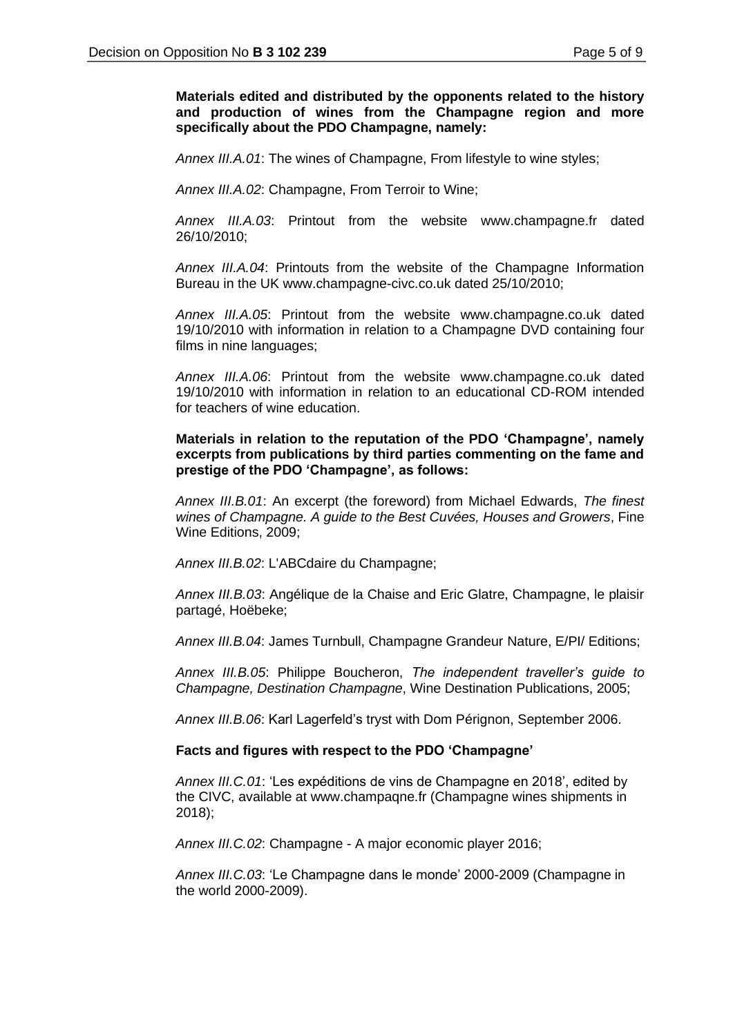**Materials edited and distributed by the opponents related to the history and production of wines from the Champagne region and more specifically about the PDO Champagne, namely:**

*Annex III.A.01*: The wines of Champagne, From lifestyle to wine styles;

*Annex III.A.02*: Champagne, From Terroir to Wine;

*Annex III.A.03*: Printout from the website www.champagne.fr dated 26/10/2010;

*Annex III.A.04*: Printouts from the website of the Champagne Information Bureau in the UK www.champagne-civc.co.uk dated 25/10/2010;

*Annex III.A.05*: Printout from the website www.champagne.co.uk dated 19/10/2010 with information in relation to a Champagne DVD containing four films in nine languages;

*Annex III.A.06*: Printout from the website www.champagne.co.uk dated 19/10/2010 with information in relation to an educational CD-ROM intended for teachers of wine education.

**Materials in relation to the reputation of the PDO 'Champagne', namely excerpts from publications by third parties commenting on the fame and prestige of the PDO 'Champagne', as follows:**

*Annex III.B.01*: An excerpt (the foreword) from Michael Edwards, *The finest wines of Champagne. A guide to the Best Cuvées, Houses and Growers*, Fine Wine Editions, 2009;

*Annex III.B.02*: L'ABCdaire du Champagne;

*Annex III.B.03*: Angélique de la Chaise and Eric Glatre, Champagne, le plaisir partagé, Hoëbeke;

*Annex III.B.04*: James Turnbull, Champagne Grandeur Nature, E/PI/ Editions;

*Annex III.B.05*: Philippe Boucheron, *The independent traveller's guide to Champagne, Destination Champagne*, Wine Destination Publications, 2005;

*Annex III.B.06*: Karl Lagerfeld's tryst with Dom Pérignon, September 2006.

**Facts and figures with respect to the PDO 'Champagne'**

*Annex III.C.01*: 'Les expéditions de vins de Champagne en 2018', edited by the CIVC, available at www.champaqne.fr (Champagne wines shipments in 2018);

*Annex III.C.02*: Champagne - A major economic player 2016;

*Annex III.C.03*: 'Le Champagne dans le monde' 2000-2009 (Champagne in the world 2000-2009).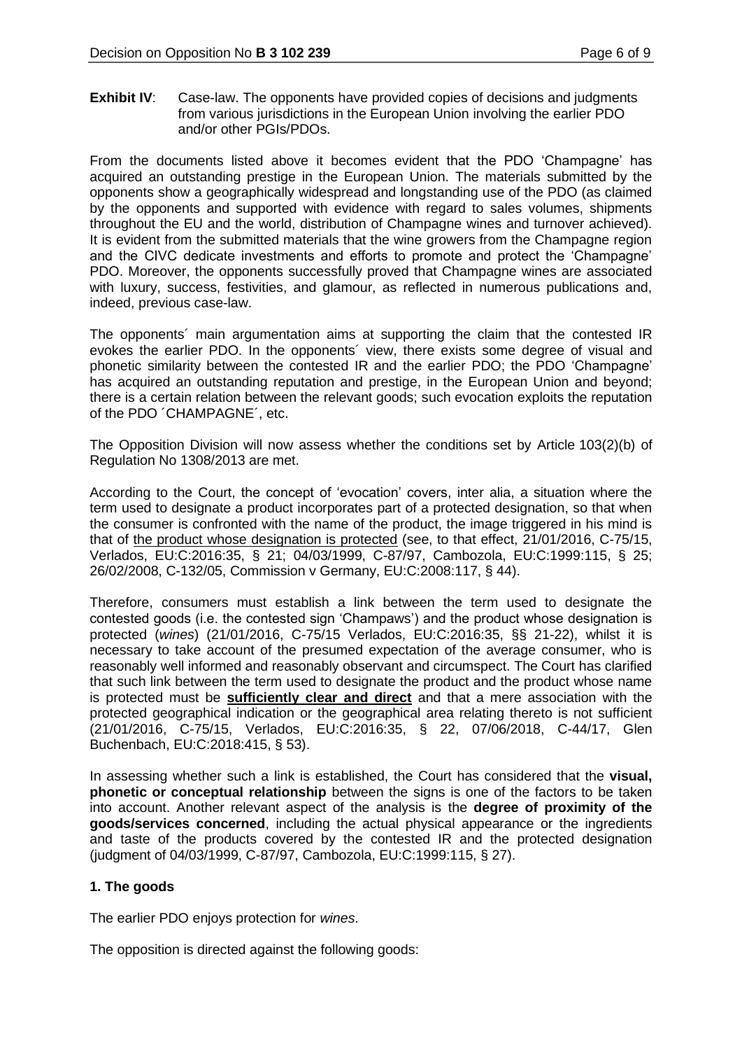**Exhibit IV**: Case-law. The opponents have provided copies of decisions and judgments from various jurisdictions in the European Union involving the earlier PDO and/or other PGIs/PDOs.

From the documents listed above it becomes evident that the PDO 'Champagne' has acquired an outstanding prestige in the European Union. The materials submitted by the opponents show a geographically widespread and longstanding use of the PDO (as claimed by the opponents and supported with evidence with regard to sales volumes, shipments throughout the EU and the world, distribution of Champagne wines and turnover achieved). It is evident from the submitted materials that the wine growers from the Champagne region and the CIVC dedicate investments and efforts to promote and protect the 'Champagne' PDO. Moreover, the opponents successfully proved that Champagne wines are associated with luxury, success, festivities, and glamour, as reflected in numerous publications and, indeed, previous case-law.

The opponents´ main argumentation aims at supporting the claim that the contested IR evokes the earlier PDO. In the opponents´ view, there exists some degree of visual and phonetic similarity between the contested IR and the earlier PDO; the PDO 'Champagne' has acquired an outstanding reputation and prestige, in the European Union and beyond; there is a certain relation between the relevant goods; such evocation exploits the reputation of the PDO ´CHAMPAGNE´, etc.

The Opposition Division will now assess whether the conditions set by Article 103(2)(b) of Regulation No 1308/2013 are met.

According to the Court, the concept of 'evocation' covers, inter alia, a situation where the term used to designate a product incorporates part of a protected designation, so that when the consumer is confronted with the name of the product, the image triggered in his mind is that of the product whose designation is protected (see, to that effect, 21/01/2016, C-75/15, Verlados, EU:C:2016:35, § 21; 04/03/1999, C-87/97, Cambozola, EU:C:1999:115, § 25; 26/02/2008, C-132/05, Commission v Germany, EU:C:2008:117, § 44).

Therefore, consumers must establish a link between the term used to designate the contested goods (i.e. the contested sign 'Champaws') and the product whose designation is protected (*wines*) (21/01/2016, C-75/15 Verlados, EU:C:2016:35, §§ 21-22), whilst it is necessary to take account of the presumed expectation of the average consumer, who is reasonably well informed and reasonably observant and circumspect. The Court has clarified that such link between the term used to designate the product and the product whose name is protected must be **sufficiently clear and direct** and that a mere association with the protected geographical indication or the geographical area relating thereto is not sufficient (21/01/2016, C-75/15, Verlados, EU:C:2016:35, § 22, 07/06/2018, C-44/17, Glen Buchenbach, EU:C:2018:415, § 53).

In assessing whether such a link is established, the Court has considered that the **visual, phonetic or conceptual relationship** between the signs is one of the factors to be taken into account. Another relevant aspect of the analysis is the **degree of proximity of the goods/services concerned**, including the actual physical appearance or the ingredients and taste of the products covered by the contested IR and the protected designation (judgment of 04/03/1999, C-87/97, Cambozola, EU:C:1999:115, § 27).

**1. The goods**

The earlier PDO enjoys protection for *wines*.

The opposition is directed against the following goods: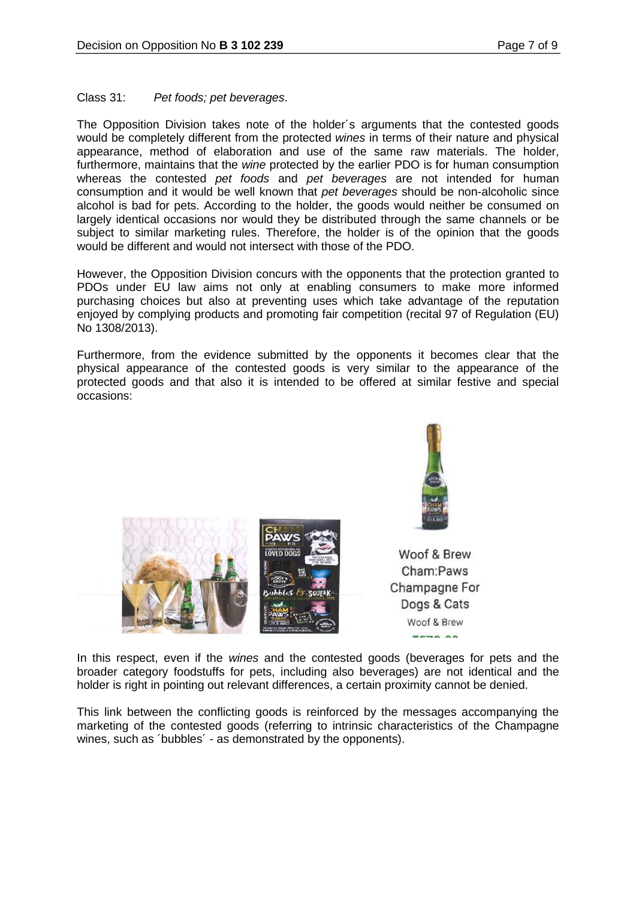Class 31: *Pet foods; pet beverages*.

The Opposition Division takes note of the holder´s arguments that the contested goods would be completely different from the protected *wines* in terms of their nature and physical appearance, method of elaboration and use of the same raw materials. The holder, furthermore, maintains that the *wine* protected by the earlier PDO is for human consumption whereas the contested *pet foods* and *pet beverages* are not intended for human consumption and it would be well known that *pet beverages* should be non-alcoholic since alcohol is bad for pets. According to the holder, the goods would neither be consumed on largely identical occasions nor would they be distributed through the same channels or be subject to similar marketing rules. Therefore, the holder is of the opinion that the goods would be different and would not intersect with those of the PDO.

However, the Opposition Division concurs with the opponents that the protection granted to PDOs under EU law aims not only at enabling consumers to make more informed purchasing choices but also at preventing uses which take advantage of the reputation enjoyed by complying products and promoting fair competition (recital 97 of Regulation (EU) No 1308/2013).

Furthermore, from the evidence submitted by the opponents it becomes clear that the physical appearance of the contested goods is very similar to the appearance of the protected goods and that also it is intended to be offered at similar festive and special occasions:

In this respect, even if the *wines* and the contested goods (beverages for pets and the broader category foodstuffs for pets, including also beverages) are not identical and the holder is right in pointing out relevant differences, a certain proximity cannot be denied.

This link between the conflicting goods is reinforced by the messages accompanying the marketing of the contested goods (referring to intrinsic characteristics of the Champagne wines, such as ´bubbles´ - as demonstrated by the opponents).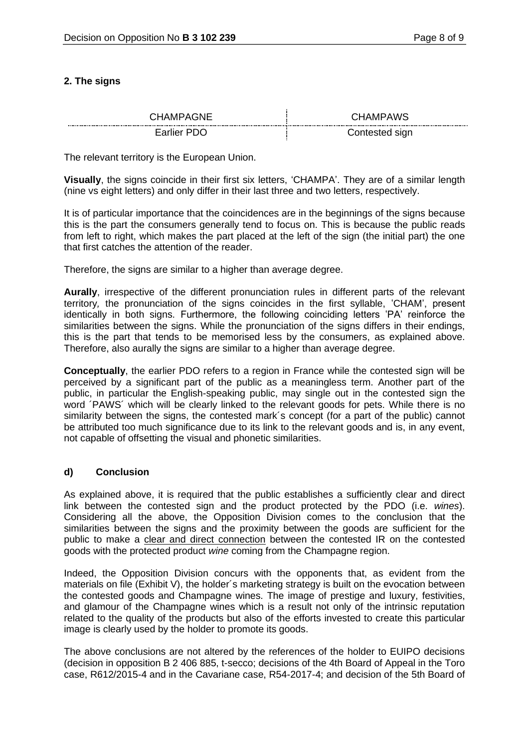**2. The signs**

| CHAMPAGNE | CHAMPAWS |
|---|---|
| Earlier PDO | Contested sign |

The relevant territory is the European Union.

**Visually**, the signs coincide in their first six letters, 'CHAMPA'. They are of a similar length (nine vs eight letters) and only differ in their last three and two letters, respectively.

It is of particular importance that the coincidences are in the beginnings of the signs because this is the part the consumers generally tend to focus on. This is because the public reads from left to right, which makes the part placed at the left of the sign (the initial part) the one that first catches the attention of the reader.

Therefore, the signs are similar to a higher than average degree.

**Aurally**, irrespective of the different pronunciation rules in different parts of the relevant territory, the pronunciation of the signs coincides in the first syllable, 'CHAM', present identically in both signs. Furthermore, the following coinciding letters 'PA' reinforce the similarities between the signs. While the pronunciation of the signs differs in their endings, this is the part that tends to be memorised less by the consumers, as explained above. Therefore, also aurally the signs are similar to a higher than average degree.

**Conceptually**, the earlier PDO refers to a region in France while the contested sign will be perceived by a significant part of the public as a meaningless term. Another part of the public, in particular the English-speaking public, may single out in the contested sign the word ´PAWS´ which will be clearly linked to the relevant goods for pets. While there is no similarity between the signs, the contested mark´s concept (for a part of the public) cannot be attributed too much significance due to its link to the relevant goods and is, in any event, not capable of offsetting the visual and phonetic similarities.

**d) Conclusion**

As explained above, it is required that the public establishes a sufficiently clear and direct link between the contested sign and the product protected by the PDO (i.e. *wines*). Considering all the above, the Opposition Division comes to the conclusion that the similarities between the signs and the proximity between the goods are sufficient for the public to make a clear and direct connection between the contested IR on the contested goods with the protected product *wine* coming from the Champagne region.

Indeed, the Opposition Division concurs with the opponents that, as evident from the materials on file (Exhibit V), the holder´s marketing strategy is built on the evocation between the contested goods and Champagne wines. The image of prestige and luxury, festivities, and glamour of the Champagne wines which is a result not only of the intrinsic reputation related to the quality of the products but also of the efforts invested to create this particular image is clearly used by the holder to promote its goods.

The above conclusions are not altered by the references of the holder to EUIPO decisions (decision in opposition B 2 406 885, t-secco; decisions of the 4th Board of Appeal in the Toro case, R612/2015-4 and in the Cavariane case, R54-2017-4; and decision of the 5th Board of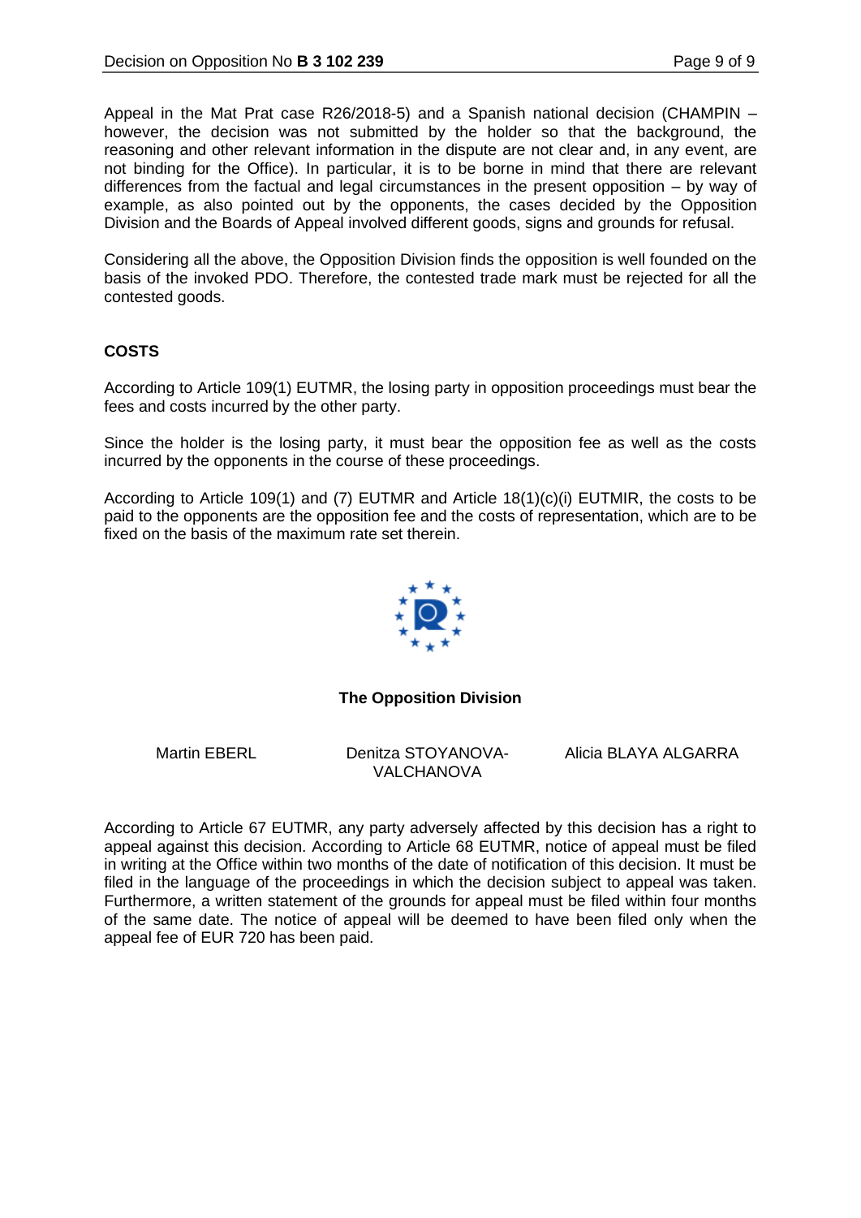Appeal in the Mat Prat case R26/2018-5) and a Spanish national decision (CHAMPIN – however, the decision was not submitted by the holder so that the background, the reasoning and other relevant information in the dispute are not clear and, in any event, are not binding for the Office). In particular, it is to be borne in mind that there are relevant differences from the factual and legal circumstances in the present opposition – by way of example, as also pointed out by the opponents, the cases decided by the Opposition Division and the Boards of Appeal involved different goods, signs and grounds for refusal.

Considering all the above, the Opposition Division finds the opposition is well founded on the basis of the invoked PDO. Therefore, the contested trade mark must be rejected for all the contested goods.

## COSTS

According to Article 109(1) EUTMR, the losing party in opposition proceedings must bear the fees and costs incurred by the other party.

Since the holder is the losing party, it must bear the opposition fee as well as the costs incurred by the opponents in the course of these proceedings.

According to Article 109(1) and (7) EUTMR and Article 18(1)(c)(i) EUTMIR, the costs to be paid to the opponents are the opposition fee and the costs of representation, which are to be fixed on the basis of the maximum rate set therein.

**The Opposition Division**

| | | |
|---|---|---|
| Martin EBERL | Denitza STOYANOVA-VALCHANOVA | Alicia BLAYA ALGARRA |

According to Article 67 EUTMR, any party adversely affected by this decision has a right to appeal against this decision. According to Article 68 EUTMR, notice of appeal must be filed in writing at the Office within two months of the date of notification of this decision. It must be filed in the language of the proceedings in which the decision subject to appeal was taken. Furthermore, a written statement of the grounds for appeal must be filed within four months of the same date. The notice of appeal will be deemed to have been filed only when the appeal fee of EUR 720 has been paid.